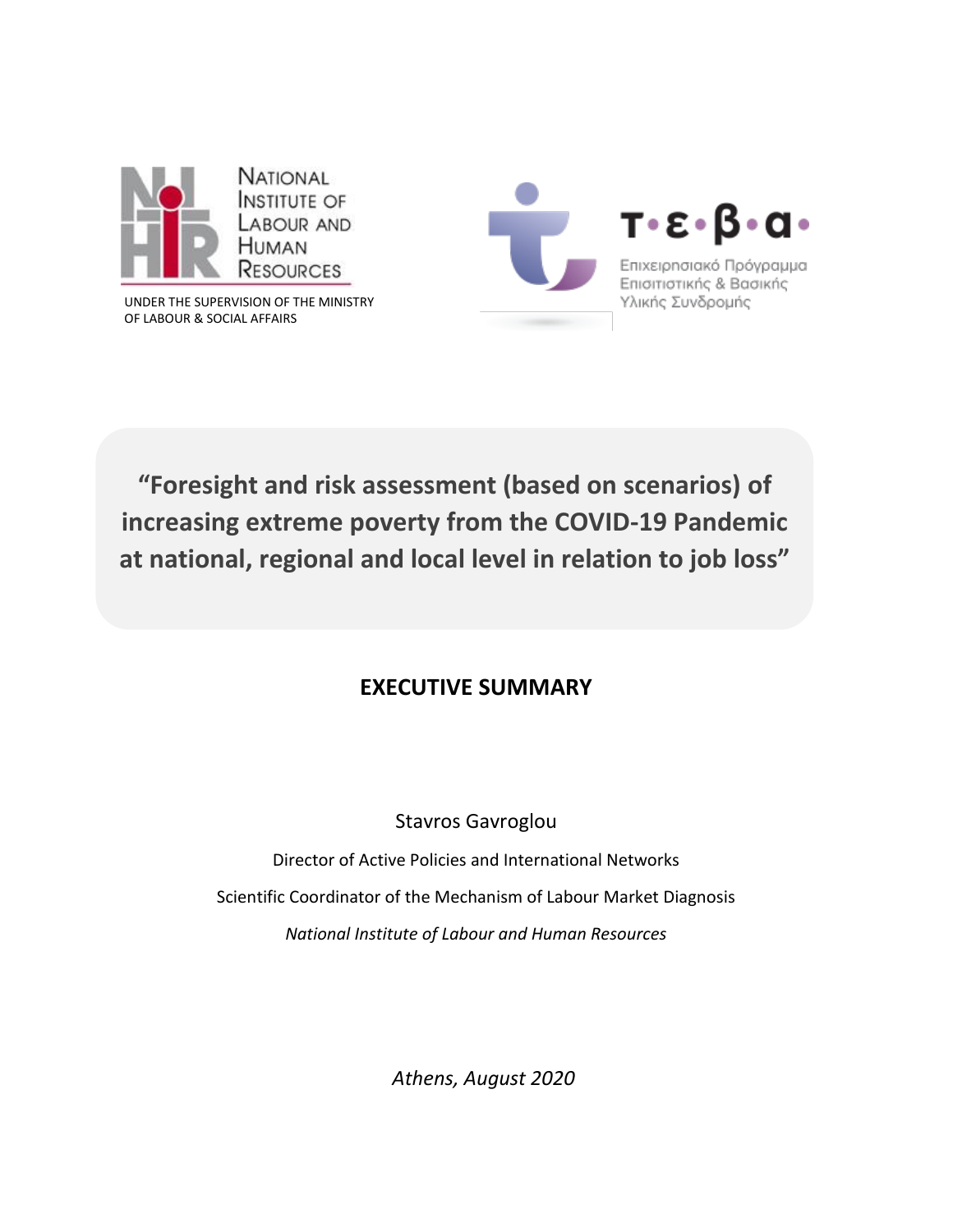NATIONAL INSTITUTE OF LABOUR AND HUMAN RESOURCES

UNDER THE SUPERVISION OF THE MINISTRY OF LABOUR & SOCIAL AFFAIRS

Τ•ε•β•α•

Επιχειρησιακό Πρόγραμμα Επισιτιστικής & Βασικής Υλικής Συνδρομής

# "Foresight and risk assessment (based on scenarios) of increasing extreme poverty from the COVID-19 Pandemic at national, regional and local level in relation to job loss"

## EXECUTIVE SUMMARY

Stavros Gavroglou

Director of Active Policies and International Networks

Scientific Coordinator of the Mechanism of Labour Market Diagnosis

*National Institute of Labour and Human Resources*

*Athens, August 2020*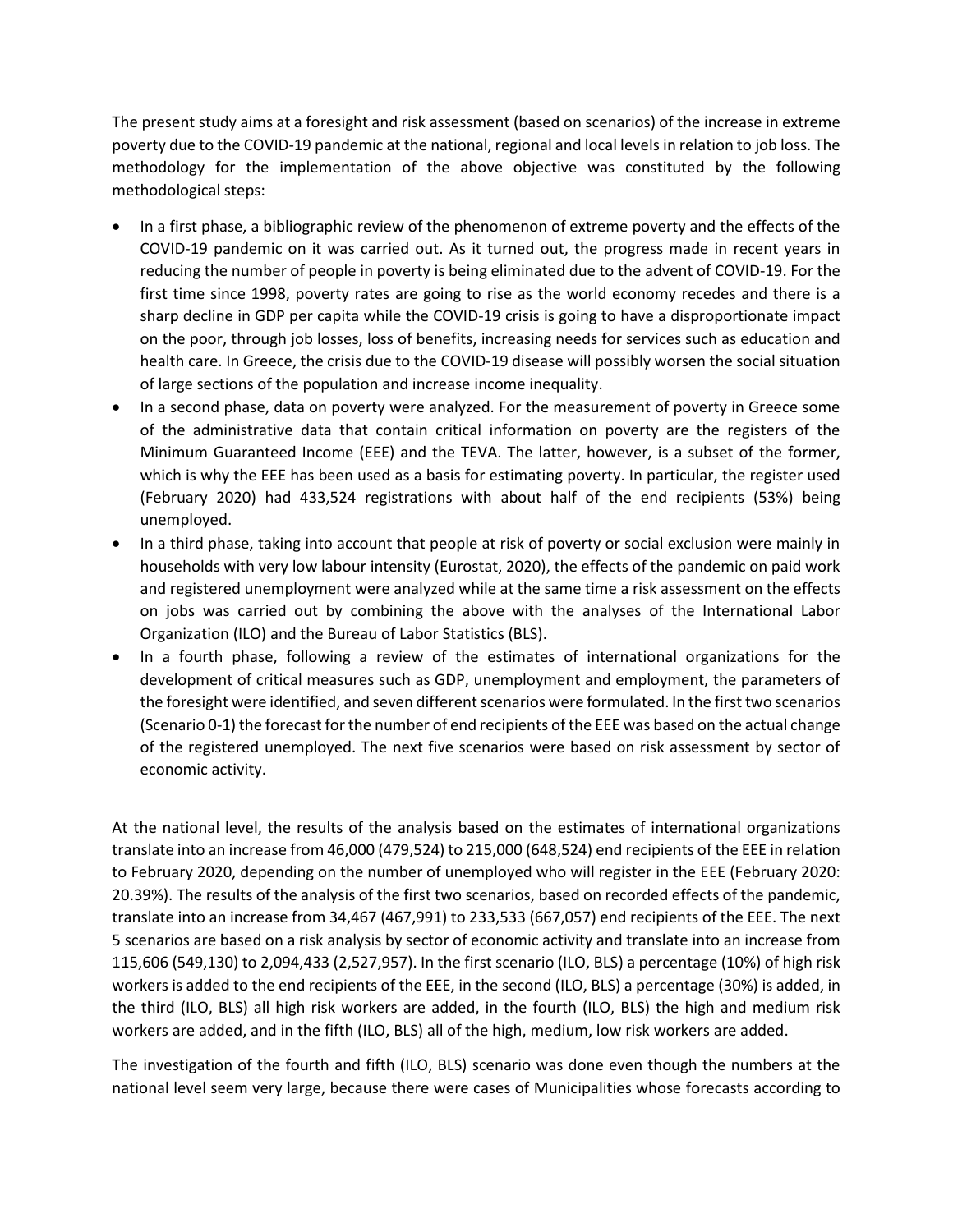The present study aims at a foresight and risk assessment (based on scenarios) of the increase in extreme poverty due to the COVID-19 pandemic at the national, regional and local levels in relation to job loss. The methodology for the implementation of the above objective was constituted by the following methodological steps:

- In a first phase, a bibliographic review of the phenomenon of extreme poverty and the effects of the COVID-19 pandemic on it was carried out. As it turned out, the progress made in recent years in reducing the number of people in poverty is being eliminated due to the advent of COVID-19. For the first time since 1998, poverty rates are going to rise as the world economy recedes and there is a sharp decline in GDP per capita while the COVID-19 crisis is going to have a disproportionate impact on the poor, through job losses, loss of benefits, increasing needs for services such as education and health care. In Greece, the crisis due to the COVID-19 disease will possibly worsen the social situation of large sections of the population and increase income inequality.
- In a second phase, data on poverty were analyzed. For the measurement of poverty in Greece some of the administrative data that contain critical information on poverty are the registers of the Minimum Guaranteed Income (EEE) and the TEVA. The latter, however, is a subset of the former, which is why the EEE has been used as a basis for estimating poverty. In particular, the register used (February 2020) had 433,524 registrations with about half of the end recipients (53%) being unemployed.
- In a third phase, taking into account that people at risk of poverty or social exclusion were mainly in households with very low labour intensity (Eurostat, 2020), the effects of the pandemic on paid work and registered unemployment were analyzed while at the same time a risk assessment on the effects on jobs was carried out by combining the above with the analyses of the International Labor Organization (ILO) and the Bureau of Labor Statistics (BLS).
- In a fourth phase, following a review of the estimates of international organizations for the development of critical measures such as GDP, unemployment and employment, the parameters of the foresight were identified, and seven different scenarios were formulated. In the first two scenarios (Scenario 0-1) the forecast for the number of end recipients of the EEE was based on the actual change of the registered unemployed. The next five scenarios were based on risk assessment by sector of economic activity.

At the national level, the results of the analysis based on the estimates of international organizations translate into an increase from 46,000 (479,524) to 215,000 (648,524) end recipients of the EEE in relation to February 2020, depending on the number of unemployed who will register in the EEE (February 2020: 20.39%). The results of the analysis of the first two scenarios, based on recorded effects of the pandemic, translate into an increase from 34,467 (467,991) to 233,533 (667,057) end recipients of the EEE. The next 5 scenarios are based on a risk analysis by sector of economic activity and translate into an increase from 115,606 (549,130) to 2,094,433 (2,527,957). In the first scenario (ILO, BLS) a percentage (10%) of high risk workers is added to the end recipients of the EEE, in the second (ILO, BLS) a percentage (30%) is added, in the third (ILO, BLS) all high risk workers are added, in the fourth (ILO, BLS) the high and medium risk workers are added, and in the fifth (ILO, BLS) all of the high, medium, low risk workers are added.

The investigation of the fourth and fifth (ILO, BLS) scenario was done even though the numbers at the national level seem very large, because there were cases of Municipalities whose forecasts according to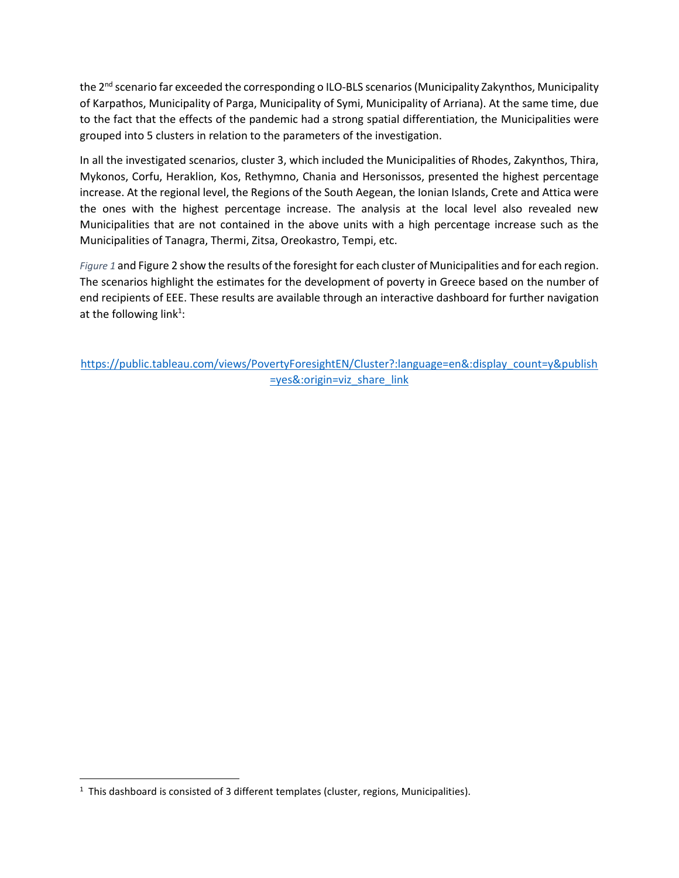the 2nd scenario far exceeded the corresponding o ILO-BLS scenarios (Municipality Zakynthos, Municipality of Karpathos, Municipality of Parga, Municipality of Symi, Municipality of Arriana). At the same time, due to the fact that the effects of the pandemic had a strong spatial differentiation, the Municipalities were grouped into 5 clusters in relation to the parameters of the investigation.

In all the investigated scenarios, cluster 3, which included the Municipalities of Rhodes, Zakynthos, Thira, Mykonos, Corfu, Heraklion, Kos, Rethymno, Chania and Hersonissos, presented the highest percentage increase. At the regional level, the Regions of the South Aegean, the Ionian Islands, Crete and Attica were the ones with the highest percentage increase. The analysis at the local level also revealed new Municipalities that are not contained in the above units with a high percentage increase such as the Municipalities of Tanagra, Thermi, Zitsa, Oreokastro, Tempi, etc.

*Figure 1* and Figure 2 show the results of the foresight for each cluster of Municipalities and for each region. The scenarios highlight the estimates for the development of poverty in Greece based on the number of end recipients of EEE. These results are available through an interactive dashboard for further navigation at the following link[1]:

https://public.tableau.com/views/PovertyForesightEN/Cluster?:language=en&:display_count=y&publish=yes&:origin=viz_share_link

[1] This dashboard is consisted of 3 different templates (cluster, regions, Municipalities).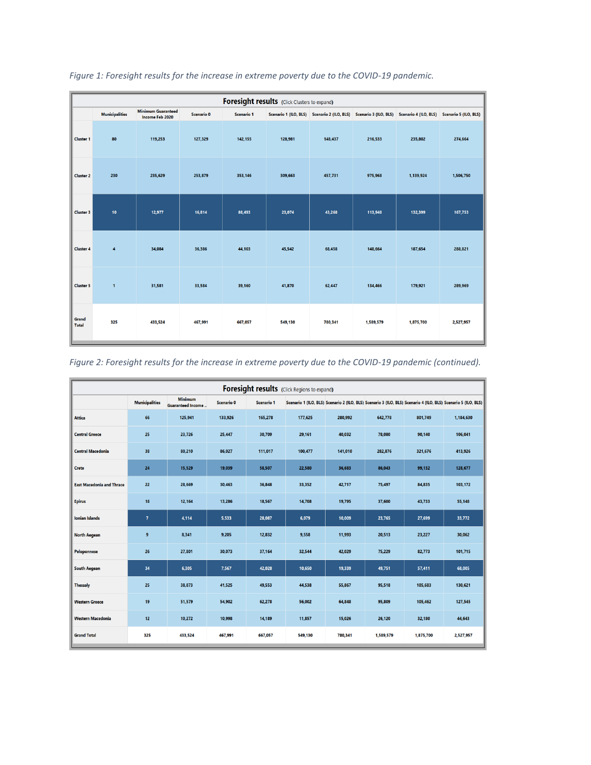*Figure 1: Foresight results for the increase in extreme poverty due to the COVID-19 pandemic.*

**Foresight results** (Click Clusters to expand)

| | Municipalities | Minimum Guaranteed Income Feb 2020 | Scenario 0 | Scenario 1 | Scenario 1 (ILO, BLS) | Scenario 2 (ILO, BLS) | Scenario 3 (ILO, BLS) | Scenario 4 (ILO, BLS) | Scenario 5 (ILO, BLS) |
|---|---|---|---|---|---|---|---|---|---|
| Cluster 1 | 80 | 119,253 | 127,329 | 142,155 | 128,981 | 148,437 | 216,533 | 235,802 | 274,664 |
| Cluster 2 | 230 | 235,629 | 253,879 | 353,146 | 309,663 | 457,731 | 975,968 | 1,139,924 | 1,506,750 |
| Cluster 3 | 10 | 12,977 | 16,814 | 88,493 | 23,074 | 43,268 | 113,948 | 132,399 | 167,753 |
| Cluster 4 | 4 | 34,084 | 36,386 | 44,103 | 45,542 | 68,458 | 148,664 | 187,654 | 288,821 |
| Cluster 5 | 1 | 31,581 | 33,584 | 39,160 | 41,870 | 62,447 | 134,466 | 179,921 | 289,969 |
| Grand Total | 325 | 433,524 | 467,991 | 667,057 | 549,130 | 780,341 | 1,589,579 | 1,875,700 | 2,527,957 |

*Figure 2: Foresight results for the increase in extreme poverty due to the COVID-19 pandemic (continued).*

**Foresight results** (Click Regions to expand)

| | Municipalities | Minimum Guaranteed Income .. | Scenario 0 | Scenario 1 | Scenario 1 (ILO, BLS) | Scenario 2 (ILO, BLS) | Scenario 3 (ILO, BLS) | Scenario 4 (ILO, BLS) | Scenario 5 (ILO, BLS) |
|---|---|---|---|---|---|---|---|---|---|
| Attica | 66 | 125,941 | 133,926 | 165,278 | 177,625 | 280,992 | 642,778 | 801,749 | 1,184,630 |
| Central Greece | 25 | 23,726 | 25,447 | 30,709 | 29,161 | 40,032 | 78,080 | 90,140 | 106,041 |
| Central Macedonia | 38 | 80,210 | 86,027 | 111,017 | 100,477 | 141,010 | 282,876 | 321,676 | 413,926 |
| Crete | 24 | 15,529 | 19,039 | 58,507 | 22,580 | 36,683 | 86,043 | 99,132 | 128,677 |
| East Macedonia and Thrace | 22 | 28,669 | 30,463 | 36,848 | 33,352 | 42,717 | 75,497 | 84,835 | 103,172 |
| Epirus | 18 | 12,164 | 13,286 | 18,567 | 14,708 | 19,795 | 37,600 | 43,733 | 55,148 |
| Ionian Islands | 7 | 4,114 | 5,533 | 28,087 | 6,079 | 10,009 | 23,765 | 27,699 | 33,772 |
| North Aegean | 9 | 8,341 | 9,205 | 12,832 | 9,558 | 11,993 | 20,513 | 23,227 | 30,062 |
| Peloponnese | 26 | 27,801 | 30,073 | 37,164 | 32,544 | 42,029 | 75,229 | 82,773 | 101,715 |
| South Aegean | 34 | 6,305 | 7,567 | 42,028 | 10,650 | 19,339 | 49,751 | 57,411 | 68,005 |
| Thessaly | 25 | 38,873 | 41,525 | 49,553 | 44,538 | 55,867 | 95,518 | 105,683 | 130,621 |
| Western Greece | 19 | 51,579 | 54,902 | 62,278 | 56,002 | 64,848 | 95,809 | 105,462 | 127,545 |
| Western Macedonia | 12 | 10,272 | 10,998 | 14,189 | 11,857 | 15,026 | 26,120 | 32,180 | 44,643 |
| Grand Total | 325 | 433,524 | 467,991 | 667,057 | 549,130 | 780,341 | 1,589,579 | 1,875,700 | 2,527,957 |